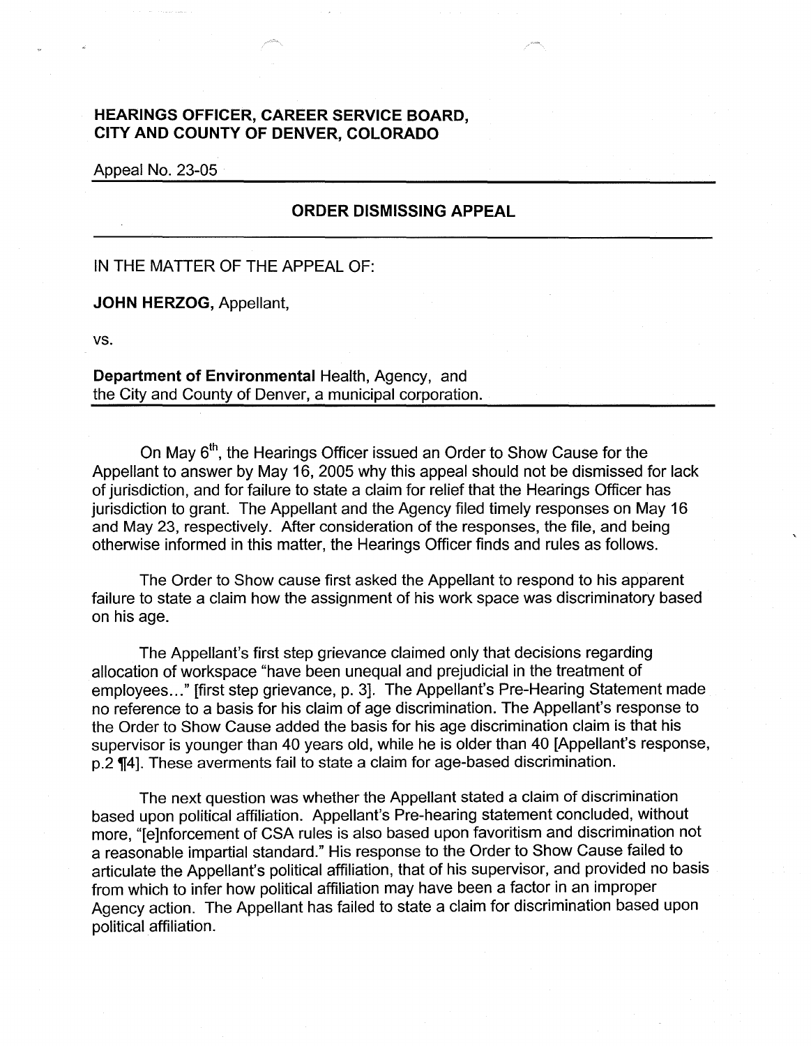**HEARINGS OFFICER, CAREER SERVICE BOARD, CITY AND COUNTY OF DENVER, COLORADO**

Appeal No. 23-05

**ORDER DISMISSING APPEAL**

IN THE MATTER OF THE APPEAL OF:

**JOHN HERZOG,** Appellant,

vs.

**Department of Environmental** Health, Agency, and the City and County of Denver, a municipal corporation.

On May 6th, the Hearings Officer issued an Order to Show Cause for the Appellant to answer by May 16, 2005 why this appeal should not be dismissed for lack of jurisdiction, and for failure to state a claim for relief that the Hearings Officer has jurisdiction to grant. The Appellant and the Agency filed timely responses on May 16 and May 23, respectively. After consideration of the responses, the file, and being otherwise informed in this matter, the Hearings Officer finds and rules as follows.

The Order to Show cause first asked the Appellant to respond to his apparent failure to state a claim how the assignment of his work space was discriminatory based on his age.

The Appellant's first step grievance claimed only that decisions regarding allocation of workspace "have been unequal and prejudicial in the treatment of employees..." [first step grievance, p. 3]. The Appellant's Pre-Hearing Statement made no reference to a basis for his claim of age discrimination. The Appellant's response to the Order to Show Cause added the basis for his age discrimination claim is that his supervisor is younger than 40 years old, while he is older than 40 [Appellant's response, p.2 ¶4]. These averments fail to state a claim for age-based discrimination.

The next question was whether the Appellant stated a claim of discrimination based upon political affiliation. Appellant's Pre-hearing statement concluded, without more, "[e]nforcement of CSA rules is also based upon favoritism and discrimination not a reasonable impartial standard." His response to the Order to Show Cause failed to articulate the Appellant's political affiliation, that of his supervisor, and provided no basis from which to infer how political affiliation may have been a factor in an improper Agency action. The Appellant has failed to state a claim for discrimination based upon political affiliation.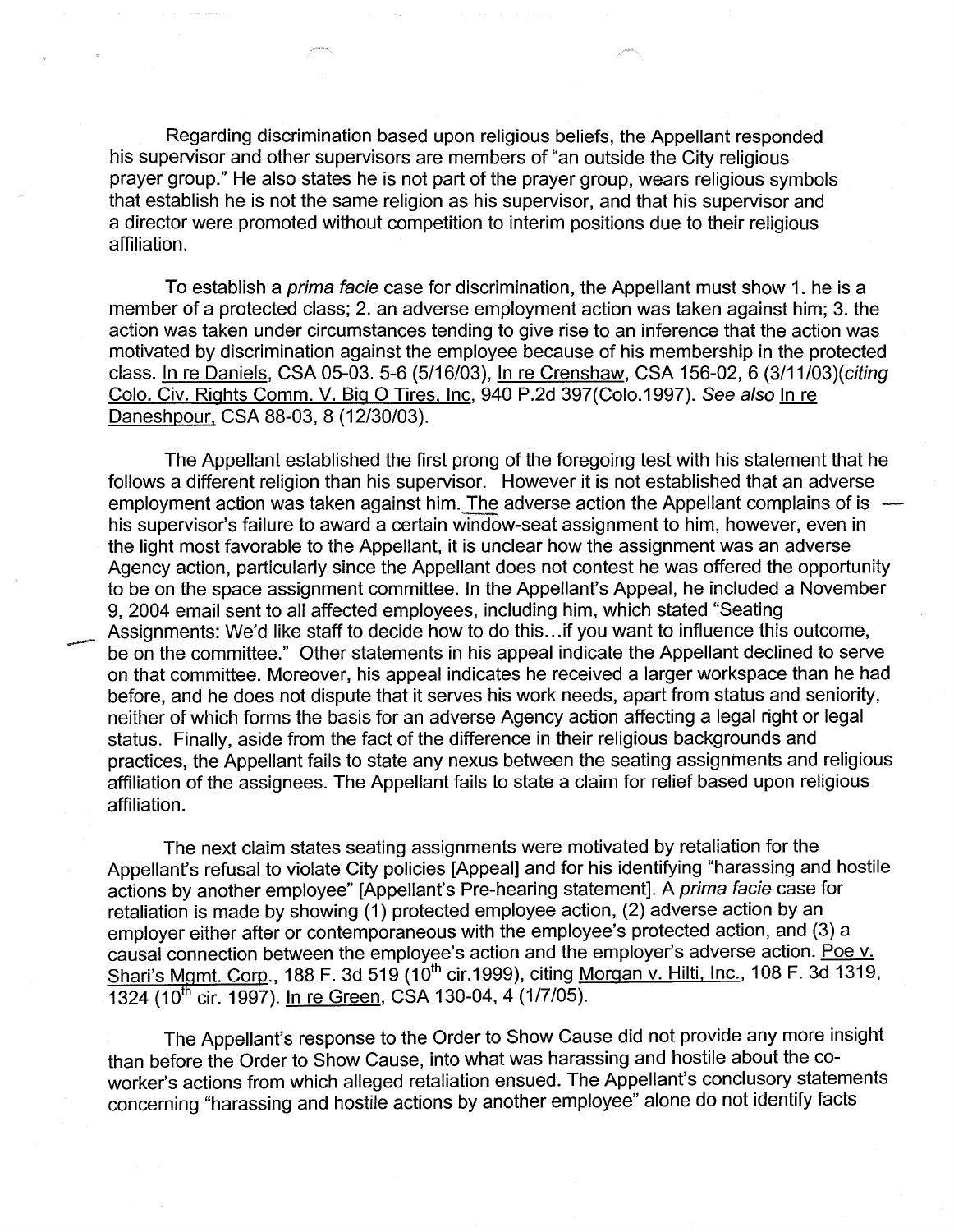Regarding discrimination based upon religious beliefs, the Appellant responded his supervisor and other supervisors are members of "an outside the City religious prayer group." He also states he is not part of the prayer group, wears religious symbols that establish he is not the same religion as his supervisor, and that his supervisor and a director were promoted without competition to interim positions due to their religious affiliation.

To establish a *prima facie* case for discrimination, the Appellant must show 1. he is a member of a protected class; 2. an adverse employment action was taken against him; 3. the action was taken under circumstances tending to give rise to an inference that the action was motivated by discrimination against the employee because of his membership in the protected class. In re Daniels, CSA 05-03. 5-6 (5/16/03), In re Crenshaw, CSA 156-02, 6 (3/11/03)(*citing* Colo. Civ. Rights Comm. V. Big O Tires, Inc, 940 P.2d 397(Colo.1997). *See also* In re Daneshpour, CSA 88-03, 8 (12/30/03).

The Appellant established the first prong of the foregoing test with his statement that he follows a different religion than his supervisor. However it is not established that an adverse employment action was taken against him. The adverse action the Appellant complains of is his supervisor's failure to award a certain window-seat assignment to him, however, even in the light most favorable to the Appellant, it is unclear how the assignment was an adverse Agency action, particularly since the Appellant does not contest he was offered the opportunity to be on the space assignment committee. In the Appellant's Appeal, he included a November 9, 2004 email sent to all affected employees, including him, which stated "Seating Assignments: We'd like staff to decide how to do this...if you want to influence this outcome, be on the committee." Other statements in his appeal indicate the Appellant declined to serve on that committee. Moreover, his appeal indicates he received a larger workspace than he had before, and he does not dispute that it serves his work needs, apart from status and seniority, neither of which forms the basis for an adverse Agency action affecting a legal right or legal status. Finally, aside from the fact of the difference in their religious backgrounds and practices, the Appellant fails to state any nexus between the seating assignments and religious affiliation of the assignees. The Appellant fails to state a claim for relief based upon religious affiliation.

The next claim states seating assignments were motivated by retaliation for the Appellant's refusal to violate City policies [Appeal] and for his identifying "harassing and hostile actions by another employee" [Appellant's Pre-hearing statement]. A *prima facie* case for retaliation is made by showing (1) protected employee action, (2) adverse action by an employer either after or contemporaneous with the employee's protected action, and (3) a causal connection between the employee's action and the employer's adverse action. Poe v. Shari's Mgmt. Corp., 188 F. 3d 519 (10th cir.1999), citing Morgan v. Hilti, Inc., 108 F. 3d 1319, 1324 (10th cir. 1997). In re Green, CSA 130-04, 4 (1/7/05).

The Appellant's response to the Order to Show Cause did not provide any more insight than before the Order to Show Cause, into what was harassing and hostile about the co-worker's actions from which alleged retaliation ensued. The Appellant's conclusory statements concerning "harassing and hostile actions by another employee" alone do not identify facts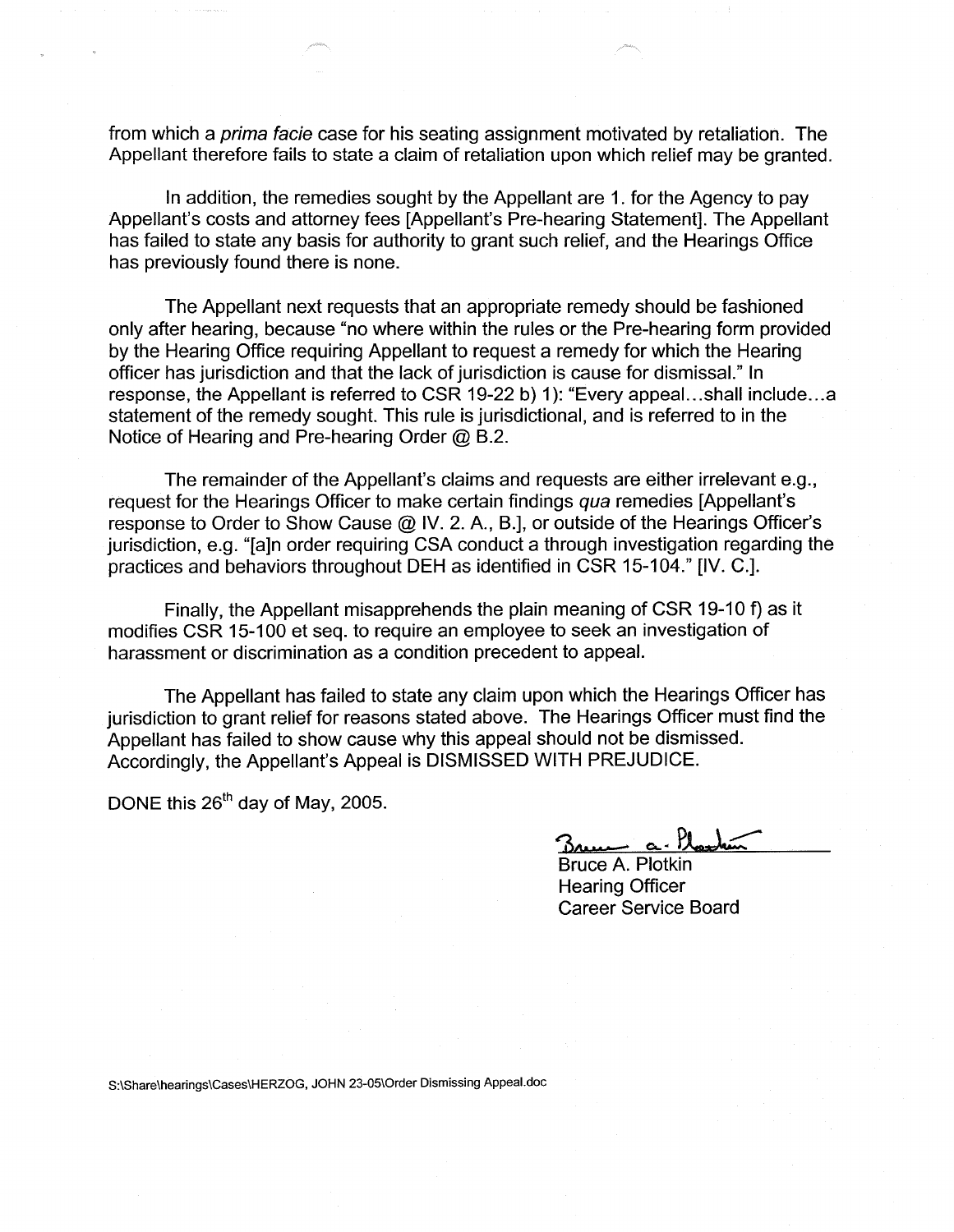from which a *prima facie* case for his seating assignment motivated by retaliation. The Appellant therefore fails to state a claim of retaliation upon which relief may be granted.

In addition, the remedies sought by the Appellant are 1. for the Agency to pay Appellant's costs and attorney fees [Appellant's Pre-hearing Statement]. The Appellant has failed to state any basis for authority to grant such relief, and the Hearings Office has previously found there is none.

The Appellant next requests that an appropriate remedy should be fashioned only after hearing, because "no where within the rules or the Pre-hearing form provided by the Hearing Office requiring Appellant to request a remedy for which the Hearing officer has jurisdiction and that the lack of jurisdiction is cause for dismissal." In response, the Appellant is referred to CSR 19-22 b) 1): "Every appeal…shall include…a statement of the remedy sought. This rule is jurisdictional, and is referred to in the Notice of Hearing and Pre-hearing Order @ B.2.

The remainder of the Appellant's claims and requests are either irrelevant e.g., request for the Hearings Officer to make certain findings *qua* remedies [Appellant's response to Order to Show Cause @ IV. 2. A., B.], or outside of the Hearings Officer's jurisdiction, e.g. "[a]n order requiring CSA conduct a through investigation regarding the practices and behaviors throughout DEH as identified in CSR 15-104." [IV. C.].

Finally, the Appellant misapprehends the plain meaning of CSR 19-10 f) as it modifies CSR 15-100 et seq. to require an employee to seek an investigation of harassment or discrimination as a condition precedent to appeal.

The Appellant has failed to state any claim upon which the Hearings Officer has jurisdiction to grant relief for reasons stated above. The Hearings Officer must find the Appellant has failed to show cause why this appeal should not be dismissed. Accordingly, the Appellant's Appeal is DISMISSED WITH PREJUDICE.

DONE this 26th day of May, 2005.

Bruce A. Plotkin
Hearing Officer
Career Service Board

S:\Share\hearings\Cases\HERZOG, JOHN 23-05\Order Dismissing Appeal.doc